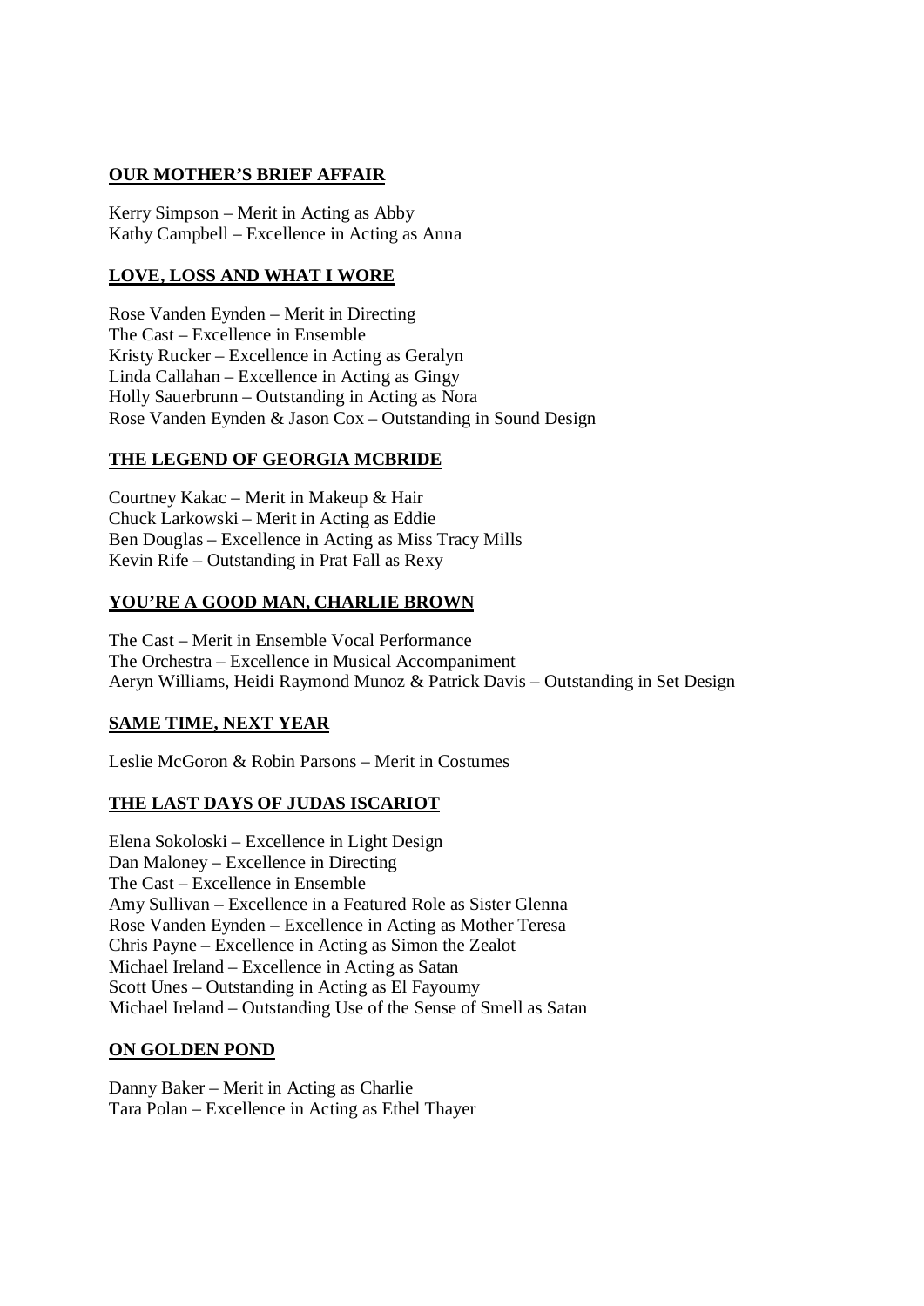**OUR MOTHER'S BRIEF AFFAIR**

Kerry Simpson – Merit in Acting as Abby
Kathy Campbell – Excellence in Acting as Anna

**LOVE, LOSS AND WHAT I WORE**

Rose Vanden Eynden – Merit in Directing
The Cast – Excellence in Ensemble
Kristy Rucker – Excellence in Acting as Geralyn
Linda Callahan – Excellence in Acting as Gingy
Holly Sauerbrunn – Outstanding in Acting as Nora
Rose Vanden Eynden & Jason Cox – Outstanding in Sound Design

**THE LEGEND OF GEORGIA MCBRIDE**

Courtney Kakac – Merit in Makeup & Hair
Chuck Larkowski – Merit in Acting as Eddie
Ben Douglas – Excellence in Acting as Miss Tracy Mills
Kevin Rife – Outstanding in Prat Fall as Rexy

**YOU'RE A GOOD MAN, CHARLIE BROWN**

The Cast – Merit in Ensemble Vocal Performance
The Orchestra – Excellence in Musical Accompaniment
Aeryn Williams, Heidi Raymond Munoz & Patrick Davis – Outstanding in Set Design

**SAME TIME, NEXT YEAR**

Leslie McGoron & Robin Parsons – Merit in Costumes

**THE LAST DAYS OF JUDAS ISCARIOT**

Elena Sokoloski – Excellence in Light Design
Dan Maloney – Excellence in Directing
The Cast – Excellence in Ensemble
Amy Sullivan – Excellence in a Featured Role as Sister Glenna
Rose Vanden Eynden – Excellence in Acting as Mother Teresa
Chris Payne – Excellence in Acting as Simon the Zealot
Michael Ireland – Excellence in Acting as Satan
Scott Unes – Outstanding in Acting as El Fayoumy
Michael Ireland – Outstanding Use of the Sense of Smell as Satan

**ON GOLDEN POND**

Danny Baker – Merit in Acting as Charlie
Tara Polan – Excellence in Acting as Ethel Thayer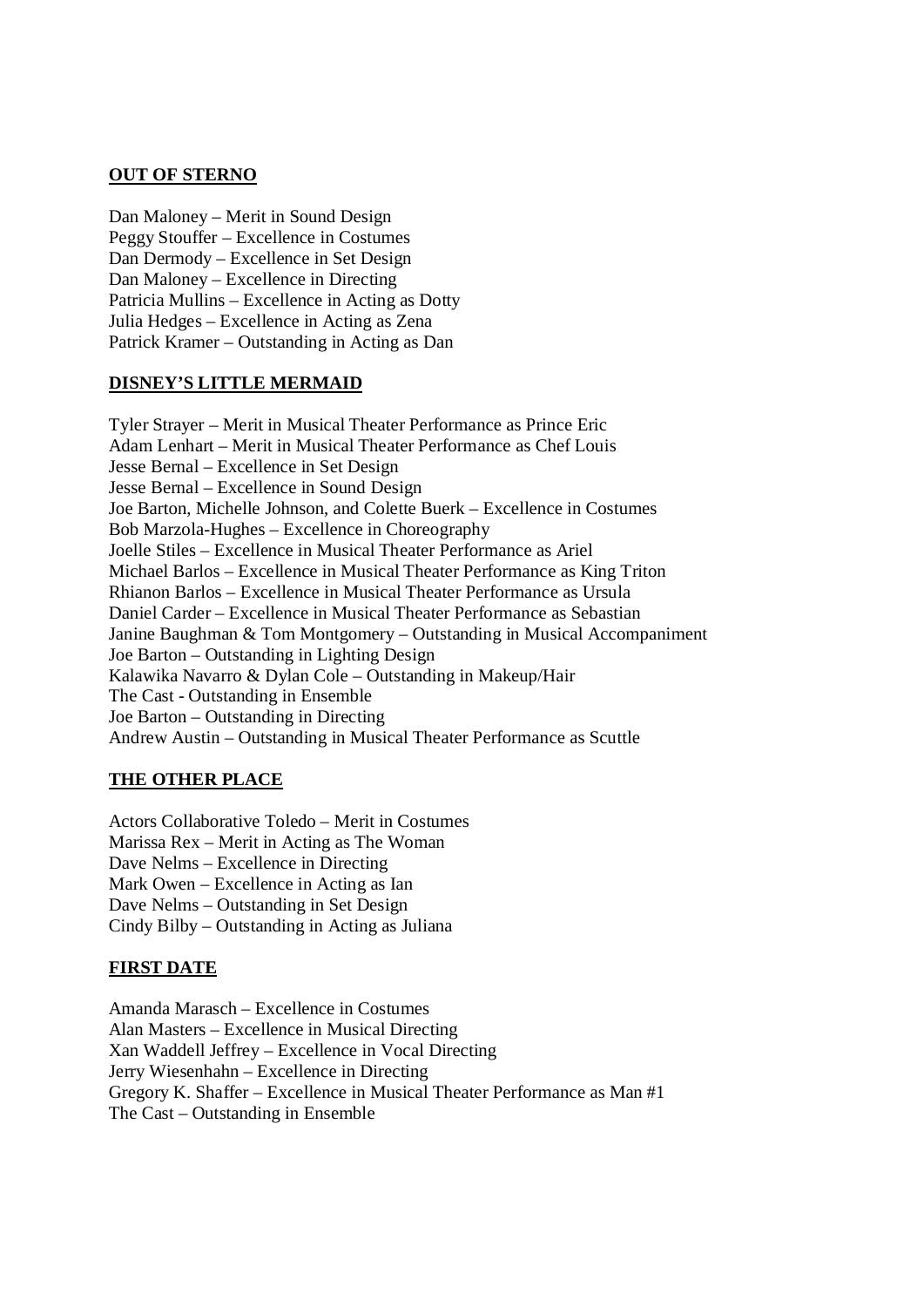**OUT OF STERNO**

Dan Maloney – Merit in Sound Design
Peggy Stouffer – Excellence in Costumes
Dan Dermody – Excellence in Set Design
Dan Maloney – Excellence in Directing
Patricia Mullins – Excellence in Acting as Dotty
Julia Hedges – Excellence in Acting as Zena
Patrick Kramer – Outstanding in Acting as Dan

**DISNEY'S LITTLE MERMAID**

Tyler Strayer – Merit in Musical Theater Performance as Prince Eric
Adam Lenhart – Merit in Musical Theater Performance as Chef Louis
Jesse Bernal – Excellence in Set Design
Jesse Bernal – Excellence in Sound Design
Joe Barton, Michelle Johnson, and Colette Buerk – Excellence in Costumes
Bob Marzola-Hughes – Excellence in Choreography
Joelle Stiles – Excellence in Musical Theater Performance as Ariel
Michael Barlos – Excellence in Musical Theater Performance as King Triton
Rhianon Barlos – Excellence in Musical Theater Performance as Ursula
Daniel Carder – Excellence in Musical Theater Performance as Sebastian
Janine Baughman & Tom Montgomery – Outstanding in Musical Accompaniment
Joe Barton – Outstanding in Lighting Design
Kalawika Navarro & Dylan Cole – Outstanding in Makeup/Hair
The Cast - Outstanding in Ensemble
Joe Barton – Outstanding in Directing
Andrew Austin – Outstanding in Musical Theater Performance as Scuttle

**THE OTHER PLACE**

Actors Collaborative Toledo – Merit in Costumes
Marissa Rex – Merit in Acting as The Woman
Dave Nelms – Excellence in Directing
Mark Owen – Excellence in Acting as Ian
Dave Nelms – Outstanding in Set Design
Cindy Bilby – Outstanding in Acting as Juliana

**FIRST DATE**

Amanda Marasch – Excellence in Costumes
Alan Masters – Excellence in Musical Directing
Xan Waddell Jeffrey – Excellence in Vocal Directing
Jerry Wiesenhahn – Excellence in Directing
Gregory K. Shaffer – Excellence in Musical Theater Performance as Man #1
The Cast – Outstanding in Ensemble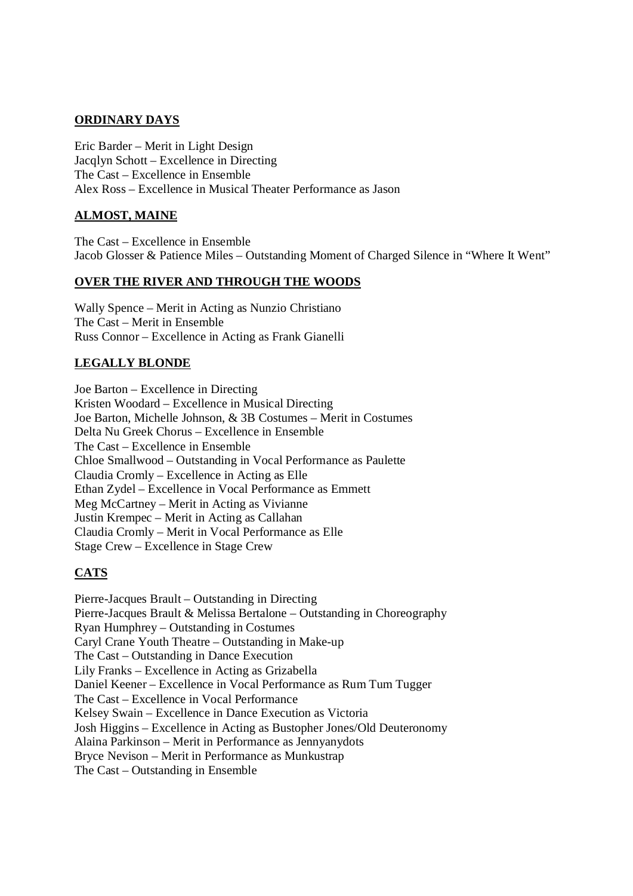**ORDINARY DAYS**

Eric Barder – Merit in Light Design
Jacqlyn Schott – Excellence in Directing
The Cast – Excellence in Ensemble
Alex Ross – Excellence in Musical Theater Performance as Jason

**ALMOST, MAINE**

The Cast – Excellence in Ensemble
Jacob Glosser & Patience Miles – Outstanding Moment of Charged Silence in "Where It Went"

**OVER THE RIVER AND THROUGH THE WOODS**

Wally Spence – Merit in Acting as Nunzio Christiano
The Cast – Merit in Ensemble
Russ Connor – Excellence in Acting as Frank Gianelli

**LEGALLY BLONDE**

Joe Barton – Excellence in Directing
Kristen Woodard – Excellence in Musical Directing
Joe Barton, Michelle Johnson, & 3B Costumes – Merit in Costumes
Delta Nu Greek Chorus – Excellence in Ensemble
The Cast – Excellence in Ensemble
Chloe Smallwood – Outstanding in Vocal Performance as Paulette
Claudia Cromly – Excellence in Acting as Elle
Ethan Zydel – Excellence in Vocal Performance as Emmett
Meg McCartney – Merit in Acting as Vivianne
Justin Krempec – Merit in Acting as Callahan
Claudia Cromly – Merit in Vocal Performance as Elle
Stage Crew – Excellence in Stage Crew

**CATS**

Pierre-Jacques Brault – Outstanding in Directing
Pierre-Jacques Brault & Melissa Bertalone – Outstanding in Choreography
Ryan Humphrey – Outstanding in Costumes
Caryl Crane Youth Theatre – Outstanding in Make-up
The Cast – Outstanding in Dance Execution
Lily Franks – Excellence in Acting as Grizabella
Daniel Keener – Excellence in Vocal Performance as Rum Tum Tugger
The Cast – Excellence in Vocal Performance
Kelsey Swain – Excellence in Dance Execution as Victoria
Josh Higgins – Excellence in Acting as Bustopher Jones/Old Deuteronomy
Alaina Parkinson – Merit in Performance as Jennyanydots
Bryce Nevison – Merit in Performance as Munkustrap
The Cast – Outstanding in Ensemble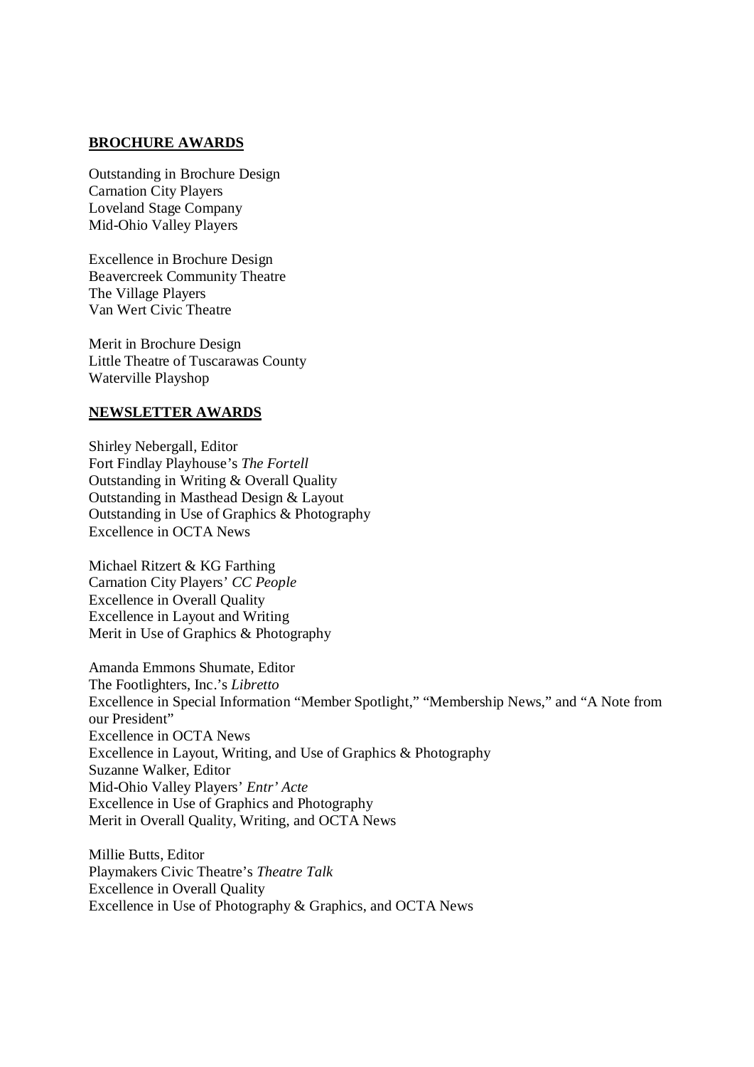## BROCHURE AWARDS

Outstanding in Brochure Design
Carnation City Players
Loveland Stage Company
Mid-Ohio Valley Players

Excellence in Brochure Design
Beavercreek Community Theatre
The Village Players
Van Wert Civic Theatre

Merit in Brochure Design
Little Theatre of Tuscarawas County
Waterville Playshop

## NEWSLETTER AWARDS

Shirley Nebergall, Editor
Fort Findlay Playhouse's *The Fortell*
Outstanding in Writing & Overall Quality
Outstanding in Masthead Design & Layout
Outstanding in Use of Graphics & Photography
Excellence in OCTA News

Michael Ritzert & KG Farthing
Carnation City Players' *CC People*
Excellence in Overall Quality
Excellence in Layout and Writing
Merit in Use of Graphics & Photography

Amanda Emmons Shumate, Editor
The Footlighters, Inc.'s *Libretto*
Excellence in Special Information "Member Spotlight," "Membership News," and "A Note from our President"
Excellence in OCTA News
Excellence in Layout, Writing, and Use of Graphics & Photography
Suzanne Walker, Editor
Mid-Ohio Valley Players' *Entr' Acte*
Excellence in Use of Graphics and Photography
Merit in Overall Quality, Writing, and OCTA News

Millie Butts, Editor
Playmakers Civic Theatre's *Theatre Talk*
Excellence in Overall Quality
Excellence in Use of Photography & Graphics, and OCTA News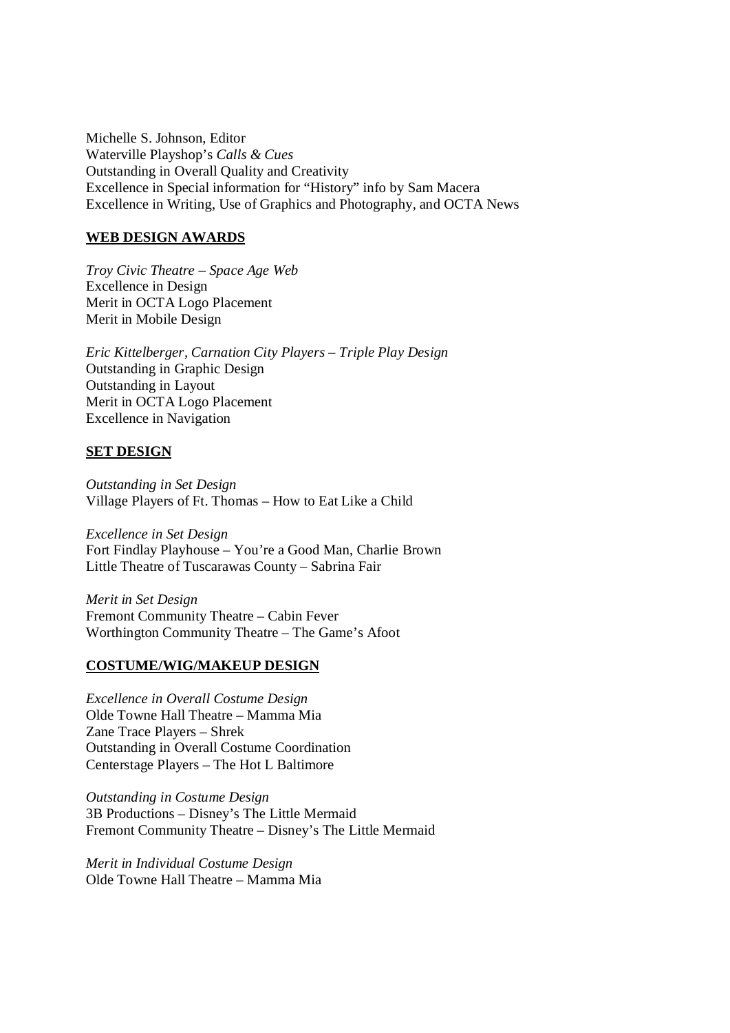Michelle S. Johnson, Editor
Waterville Playshop's *Calls & Cues*
Outstanding in Overall Quality and Creativity
Excellence in Special information for "History" info by Sam Macera
Excellence in Writing, Use of Graphics and Photography, and OCTA News

## WEB DESIGN AWARDS

*Troy Civic Theatre – Space Age Web*
Excellence in Design
Merit in OCTA Logo Placement
Merit in Mobile Design

*Eric Kittelberger, Carnation City Players – Triple Play Design*
Outstanding in Graphic Design
Outstanding in Layout
Merit in OCTA Logo Placement
Excellence in Navigation

## SET DESIGN

*Outstanding in Set Design*
Village Players of Ft. Thomas – How to Eat Like a Child

*Excellence in Set Design*
Fort Findlay Playhouse – You're a Good Man, Charlie Brown
Little Theatre of Tuscarawas County – Sabrina Fair

*Merit in Set Design*
Fremont Community Theatre – Cabin Fever
Worthington Community Theatre – The Game's Afoot

## COSTUME/WIG/MAKEUP DESIGN

*Excellence in Overall Costume Design*
Olde Towne Hall Theatre – Mamma Mia
Zane Trace Players – Shrek
Outstanding in Overall Costume Coordination
Centerstage Players – The Hot L Baltimore

*Outstanding in Costume Design*
3B Productions – Disney's The Little Mermaid
Fremont Community Theatre – Disney's The Little Mermaid

*Merit in Individual Costume Design*
Olde Towne Hall Theatre – Mamma Mia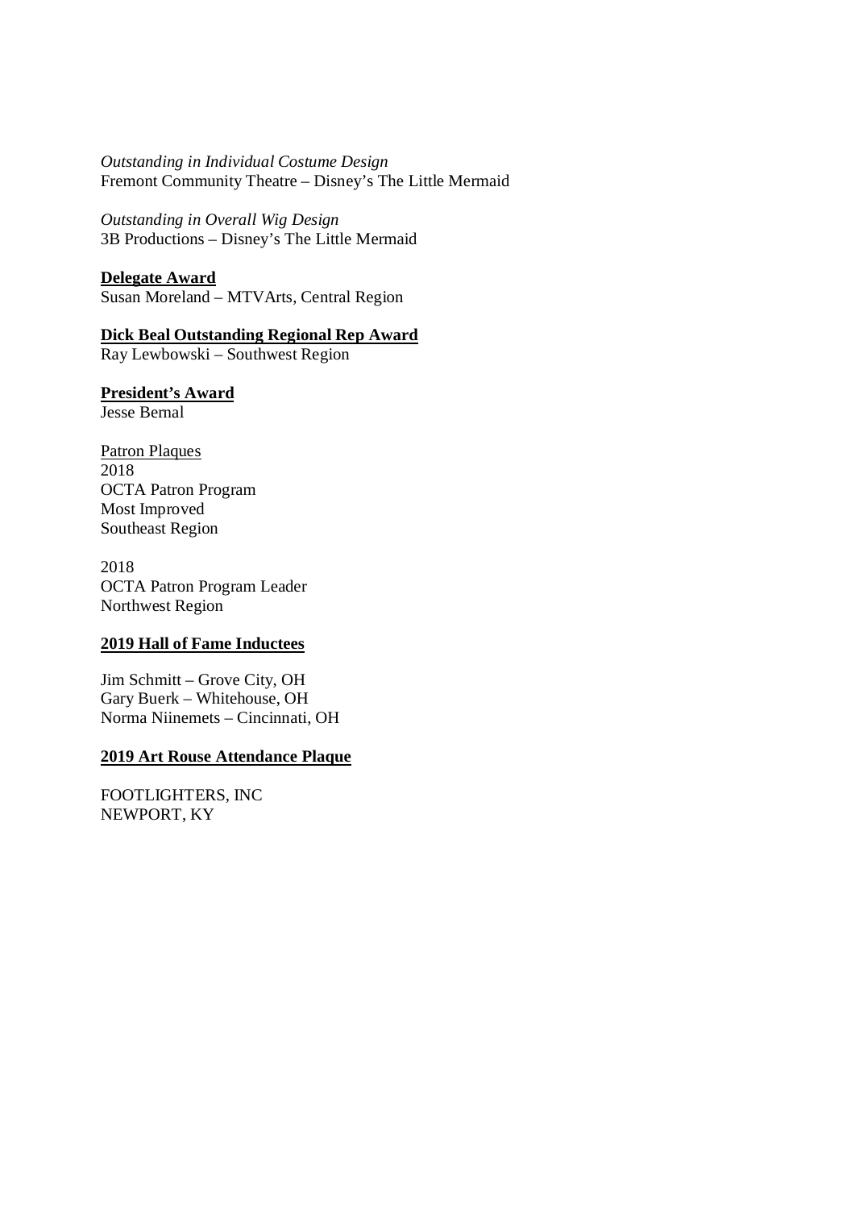*Outstanding in Individual Costume Design*
Fremont Community Theatre – Disney's The Little Mermaid

*Outstanding in Overall Wig Design*
3B Productions – Disney's The Little Mermaid

**Delegate Award**
Susan Moreland – MTVArts, Central Region

**Dick Beal Outstanding Regional Rep Award**
Ray Lewbowski – Southwest Region

**President's Award**
Jesse Bernal

Patron Plaques
2018
OCTA Patron Program
Most Improved
Southeast Region

2018
OCTA Patron Program Leader
Northwest Region

**2019 Hall of Fame Inductees**

Jim Schmitt – Grove City, OH
Gary Buerk – Whitehouse, OH
Norma Niinemets – Cincinnati, OH

**2019 Art Rouse Attendance Plaque**

FOOTLIGHTERS, INC
NEWPORT, KY